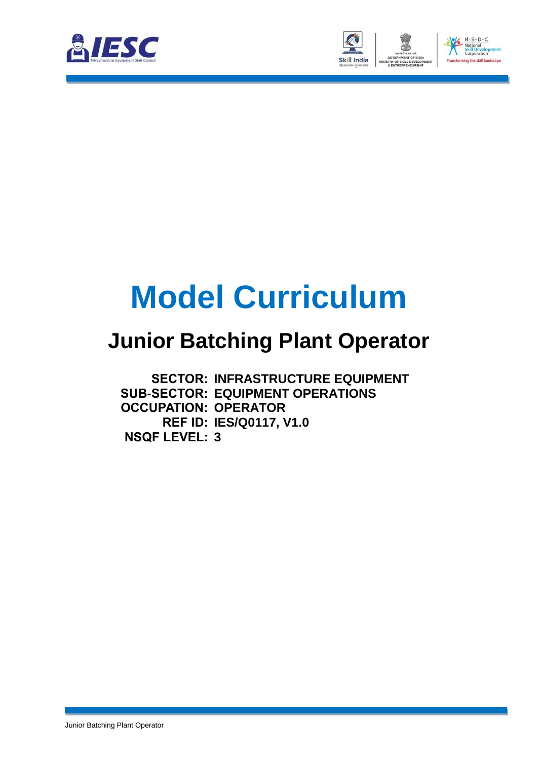# Model Curriculum

## Junior Batching Plant Operator

**SECTOR:** **INFRASTRUCTURE EQUIPMENT**
**SUB-SECTOR:** **EQUIPMENT OPERATIONS**
**OCCUPATION:** **OPERATOR**
**REF ID:** **IES/Q0117, V1.0**
**NSQF LEVEL:** **3**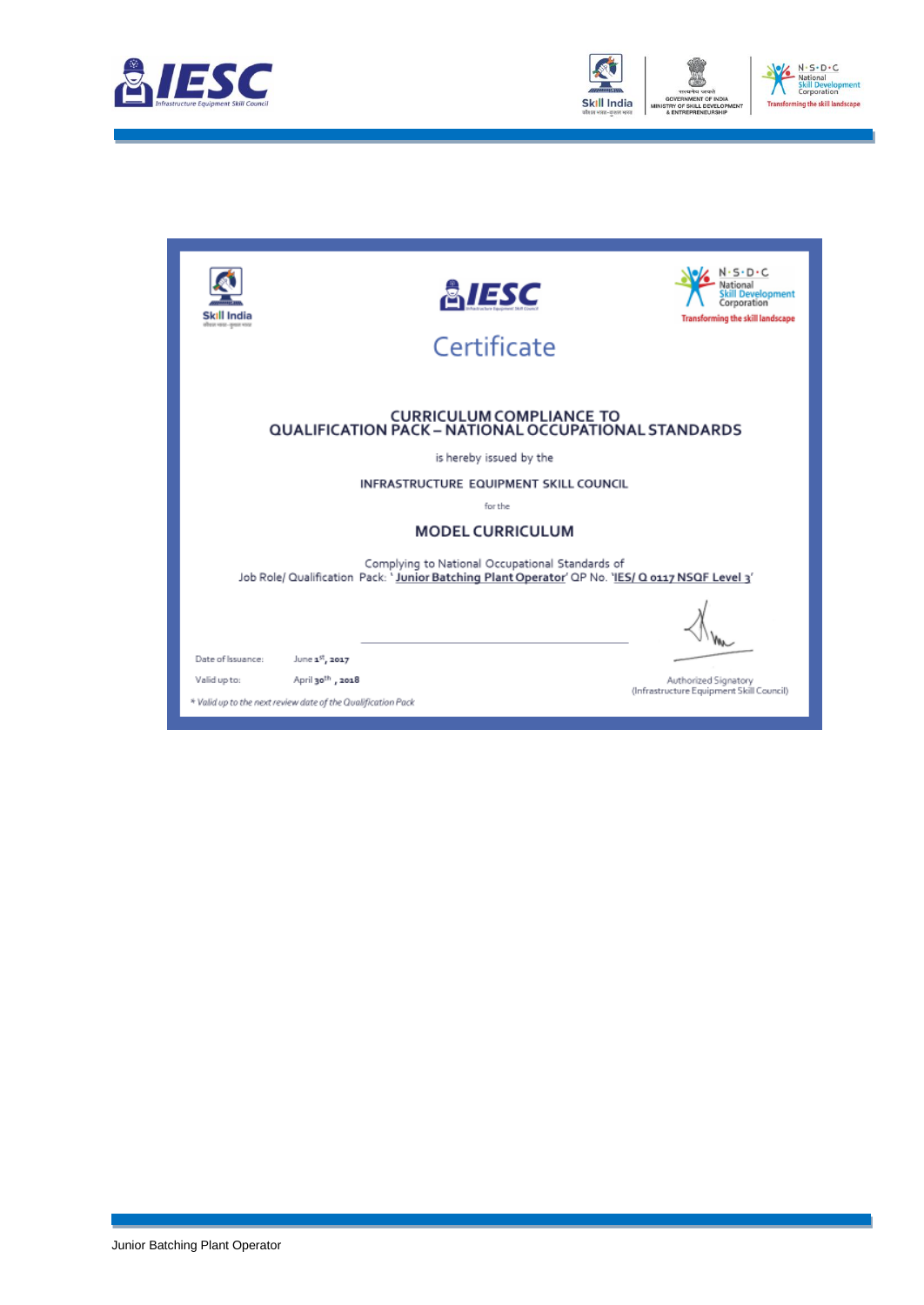# Certificate

## CURRICULUM COMPLIANCE TO QUALIFICATION PACK – NATIONAL OCCUPATIONAL STANDARDS

is hereby issued by the

**INFRASTRUCTURE EQUIPMENT SKILL COUNCIL**

for the

## MODEL CURRICULUM

Complying to National Occupational Standards of
Job Role/ Qualification Pack: '**Junior Batching Plant Operator**' QP No. '**IES/ Q 0117 NSQF Level 3**'

Date of Issuance: June 1st, 2017

Valid up to: April 30th, 2018

*\* Valid up to the next review date of the Qualification Pack*

Authorized Signatory
(Infrastructure Equipment Skill Council)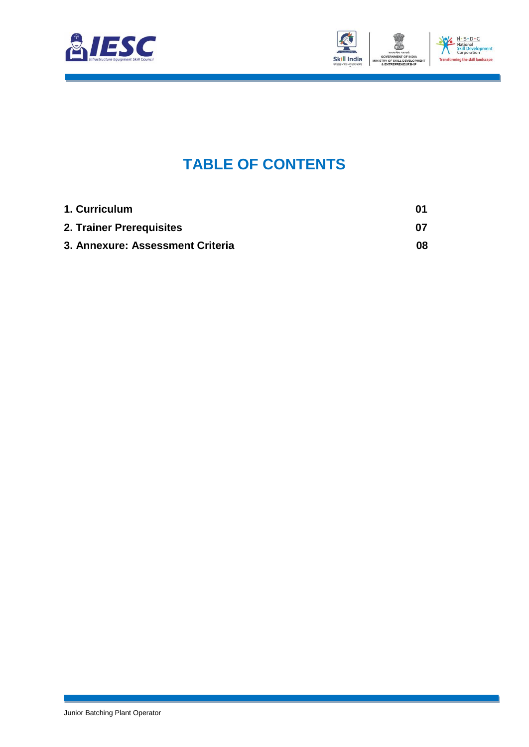# TABLE OF CONTENTS

| | |
|---|---|
| **1. Curriculum** | **01** |
| **2. Trainer Prerequisites** | **07** |
| **3. Annexure: Assessment Criteria** | **08** |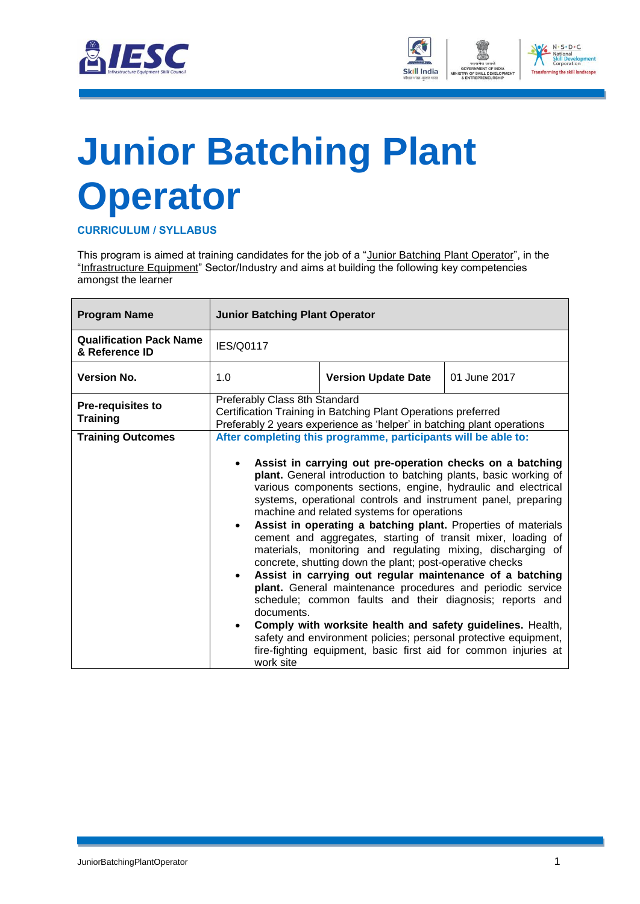# Junior Batching Plant Operator

**CURRICULUM / SYLLABUS**

This program is aimed at training candidates for the job of a "Junior Batching Plant Operator", in the "Infrastructure Equipment" Sector/Industry and aims at building the following key competencies amongst the learner

| **Program Name** | **Junior Batching Plant Operator** | | |
|---|---|---|---|
| **Qualification Pack Name & Reference ID** | IES/Q0117 | | |
| **Version No.** | 1.0 | **Version Update Date** | 01 June 2017 |
| **Pre-requisites to Training** | Preferably Class 8th Standard<br>Certification Training in Batching Plant Operations preferred<br>Preferably 2 years experience as 'helper' in batching plant operations | | |
| **Training Outcomes** | **After completing this programme, participants will be able to:**<br><br>• **Assist in carrying out pre-operation checks on a batching plant.** General introduction to batching plants, basic working of various components sections, engine, hydraulic and electrical systems, operational controls and instrument panel, preparing machine and related systems for operations<br>• **Assist in operating a batching plant.** Properties of materials cement and aggregates, starting of transit mixer, loading of materials, monitoring and regulating mixing, discharging of concrete, shutting down the plant; post-operative checks<br>• **Assist in carrying out regular maintenance of a batching plant.** General maintenance procedures and periodic service schedule; common faults and their diagnosis; reports and documents.<br>• **Comply with worksite health and safety guidelines.** Health, safety and environment policies; personal protective equipment, fire-fighting equipment, basic first aid for common injuries at work site | | |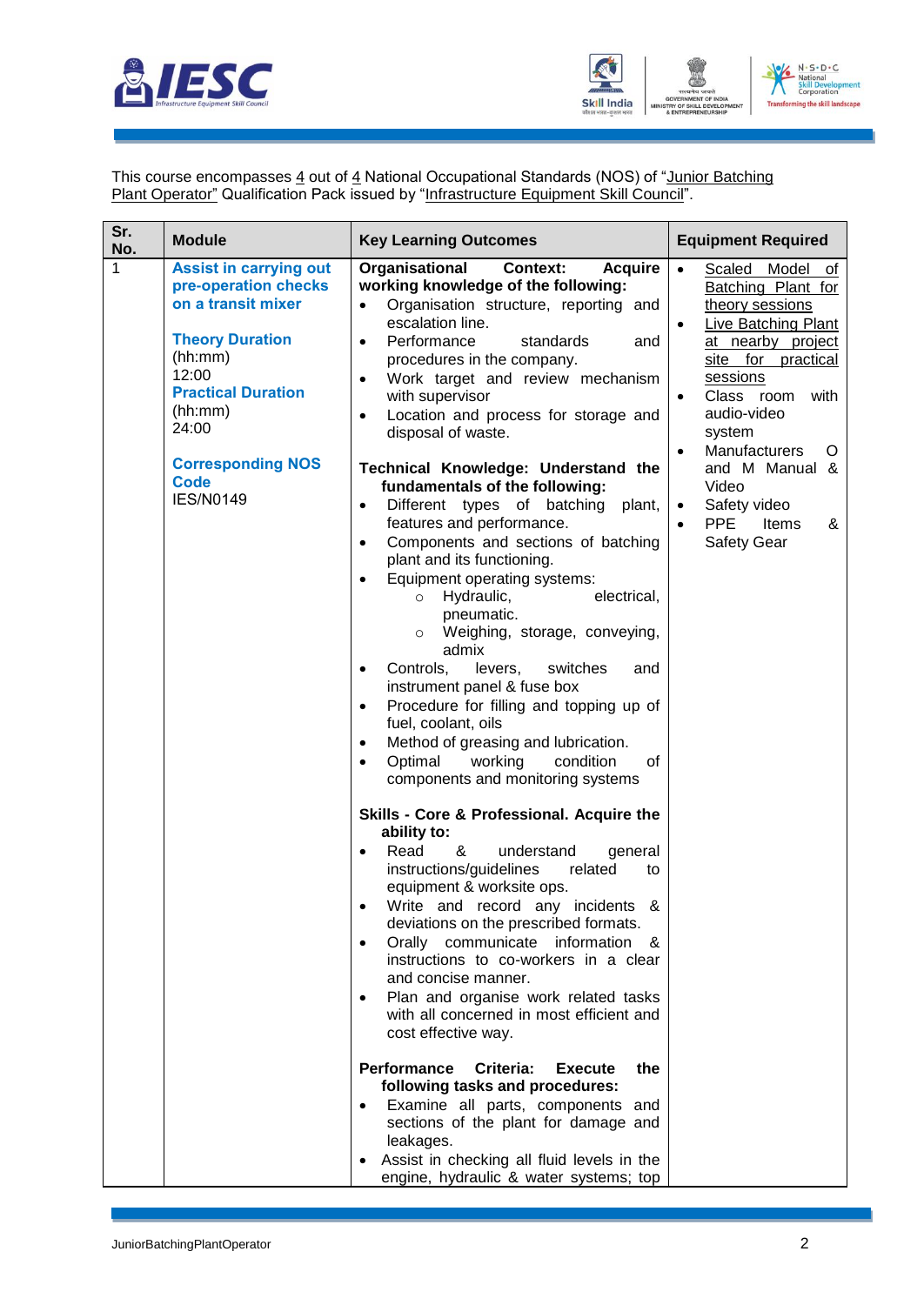This course encompasses 4 out of 4 National Occupational Standards (NOS) of "Junior Batching Plant Operator" Qualification Pack issued by "Infrastructure Equipment Skill Council".

| Sr. No. | Module | Key Learning Outcomes | Equipment Required |
|---|---|---|---|
| 1 | **Assist in carrying out pre-operation checks on a transit mixer**<br><br>**Theory Duration** (hh:mm)<br>12:00<br>**Practical Duration** (hh:mm)<br>24:00<br><br>**Corresponding NOS Code**<br>IES/N0149 | **Organisational Context: Acquire working knowledge of the following:**<br>• Organisation structure, reporting and escalation line.<br>• Performance standards and procedures in the company.<br>• Work target and review mechanism with supervisor<br>• Location and process for storage and disposal of waste.<br><br>**Technical Knowledge: Understand the fundamentals of the following:**<br>• Different types of batching plant, features and performance.<br>• Components and sections of batching plant and its functioning.<br>• Equipment operating systems:<br>  ○ Hydraulic, electrical, pneumatic.<br>  ○ Weighing, storage, conveying, admix<br>• Controls, levers, switches and instrument panel & fuse box<br>• Procedure for filling and topping up of fuel, coolant, oils<br>• Method of greasing and lubrication.<br>• Optimal working condition of components and monitoring systems<br><br>**Skills - Core & Professional. Acquire the ability to:**<br>• Read & understand general instructions/guidelines related to equipment & worksite ops.<br>• Write and record any incidents & deviations on the prescribed formats.<br>• Orally communicate information & instructions to co-workers in a clear and concise manner.<br>• Plan and organise work related tasks with all concerned in most efficient and cost effective way.<br><br>**Performance Criteria: Execute the following tasks and procedures:**<br>• Examine all parts, components and sections of the plant for damage and leakages.<br>• Assist in checking all fluid levels in the engine, hydraulic & water systems; top | • Scaled Model of Batching Plant for theory sessions<br>• Live Batching Plant at nearby project site for practical sessions<br>• Class room with audio-video system<br>• Manufacturers O and M Manual & Video<br>• Safety video<br>• PPE Items & Safety Gear |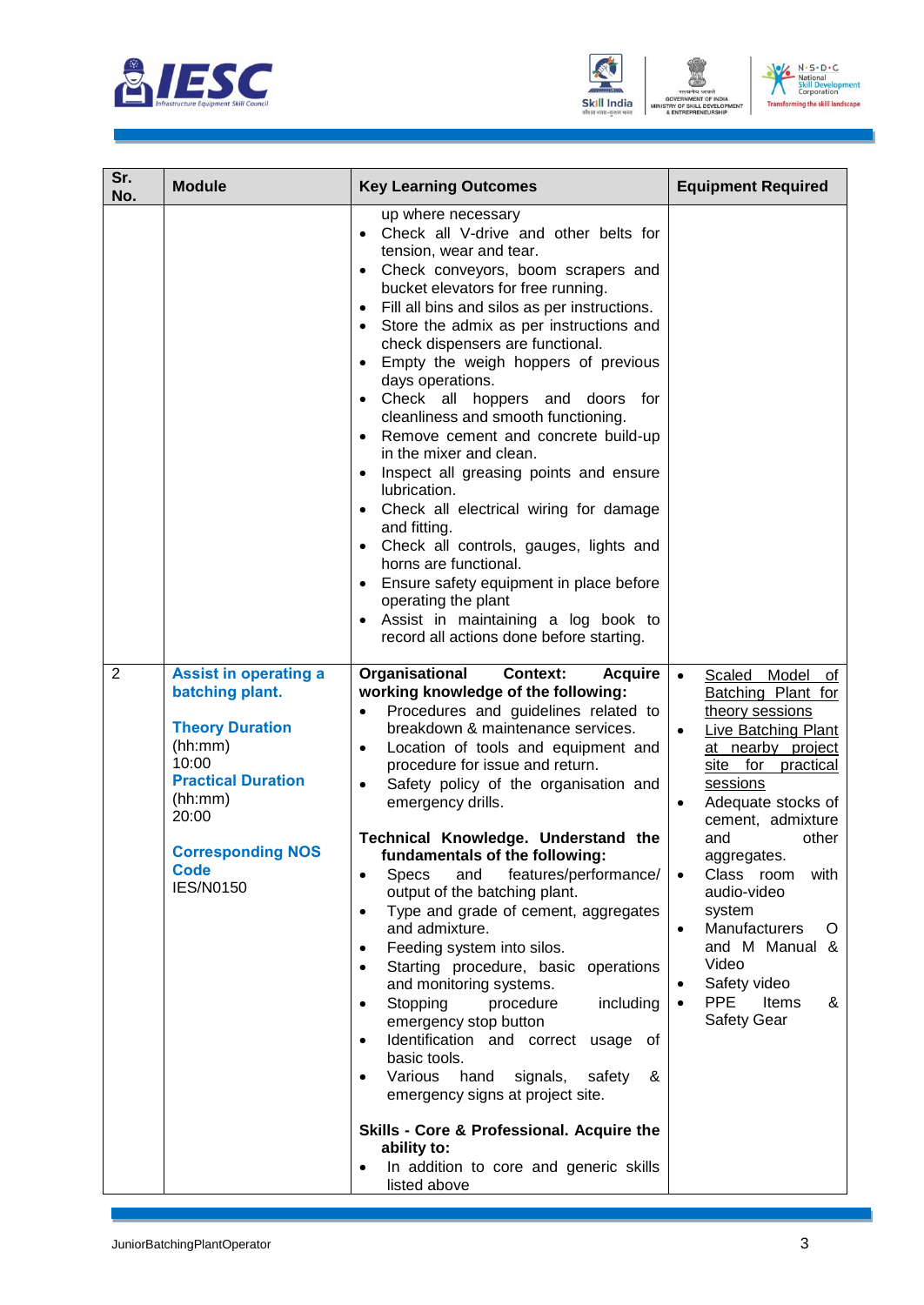| Sr. No. | Module | Key Learning Outcomes | Equipment Required |
|---|---|---|---|
| | | up where necessary<br>• Check all V-drive and other belts for tension, wear and tear.<br>• Check conveyors, boom scrapers and bucket elevators for free running.<br>• Fill all bins and silos as per instructions.<br>• Store the admix as per instructions and check dispensers are functional.<br>• Empty the weigh hoppers of previous days operations.<br>• Check all hoppers and doors for cleanliness and smooth functioning.<br>• Remove cement and concrete build-up in the mixer and clean.<br>• Inspect all greasing points and ensure lubrication.<br>• Check all electrical wiring for damage and fitting.<br>• Check all controls, gauges, lights and horns are functional.<br>• Ensure safety equipment in place before operating the plant<br>• Assist in maintaining a log book to record all actions done before starting. | |
| 2 | **Assist in operating a batching plant.**<br><br>**Theory Duration** (hh:mm)<br>10:00<br>**Practical Duration** (hh:mm)<br>20:00<br><br>**Corresponding NOS Code**<br>IES/N0150 | **Organisational Context: Acquire working knowledge of the following:**<br>• Procedures and guidelines related to breakdown & maintenance services.<br>• Location of tools and equipment and procedure for issue and return.<br>• Safety policy of the organisation and emergency drills.<br><br>**Technical Knowledge. Understand the fundamentals of the following:**<br>• Specs and features/performance/ output of the batching plant.<br>• Type and grade of cement, aggregates and admixture.<br>• Feeding system into silos.<br>• Starting procedure, basic operations and monitoring systems.<br>• Stopping procedure including emergency stop button<br>• Identification and correct usage of basic tools.<br>• Various hand signals, safety & emergency signs at project site.<br><br>**Skills - Core & Professional. Acquire the ability to:**<br>• In addition to core and generic skills listed above | • Scaled Model of Batching Plant for theory sessions<br>• Live Batching Plant at nearby project site for practical sessions<br>• Adequate stocks of cement, admixture and other aggregates.<br>• Class room with audio-video system<br>• Manufacturers O and M Manual & Video<br>• Safety video<br>• PPE Items & Safety Gear |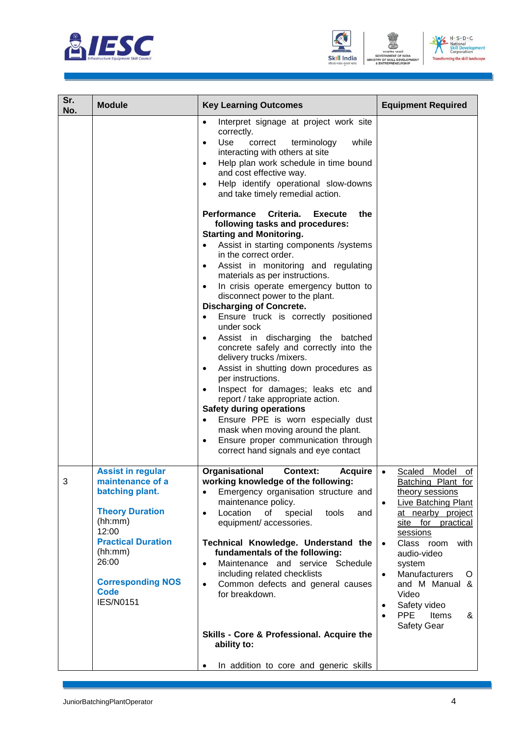| Sr. No. | Module | Key Learning Outcomes | Equipment Required |
|---|---|---|---|
| | | • Interpret signage at project work site correctly.<br>• Use correct terminology while interacting with others at site<br>• Help plan work schedule in time bound and cost effective way.<br>• Help identify operational slow-downs and take timely remedial action.<br><br>**Performance Criteria. Execute the following tasks and procedures:**<br>**Starting and Monitoring.**<br>• Assist in starting components /systems in the correct order.<br>• Assist in monitoring and regulating materials as per instructions.<br>• In crisis operate emergency button to disconnect power to the plant.<br>**Discharging of Concrete.**<br>• Ensure truck is correctly positioned under sock<br>• Assist in discharging the batched concrete safely and correctly into the delivery trucks /mixers.<br>• Assist in shutting down procedures as per instructions.<br>• Inspect for damages; leaks etc and report / take appropriate action.<br>**Safety during operations**<br>• Ensure PPE is worn especially dust mask when moving around the plant.<br>• Ensure proper communication through correct hand signals and eye contact | |
| 3 | **Assist in regular maintenance of a batching plant.**<br><br>**Theory Duration** (hh:mm)<br>12:00<br>**Practical Duration** (hh:mm)<br>26:00<br><br>**Corresponding NOS Code**<br>IES/N0151 | **Organisational Context: Acquire working knowledge of the following:**<br>• Emergency organisation structure and maintenance policy.<br>• Location of special tools and equipment/ accessories.<br><br>**Technical Knowledge. Understand the fundamentals of the following:**<br>• Maintenance and service Schedule including related checklists<br>• Common defects and general causes for breakdown.<br><br>**Skills - Core & Professional. Acquire the ability to:**<br><br>• In addition to core and generic skills | • Scaled Model of Batching Plant for theory sessions<br>• Live Batching Plant at nearby project site for practical sessions<br>• Class room with audio-video system<br>• Manufacturers O and M Manual & Video<br>• Safety video<br>• PPE Items & Safety Gear |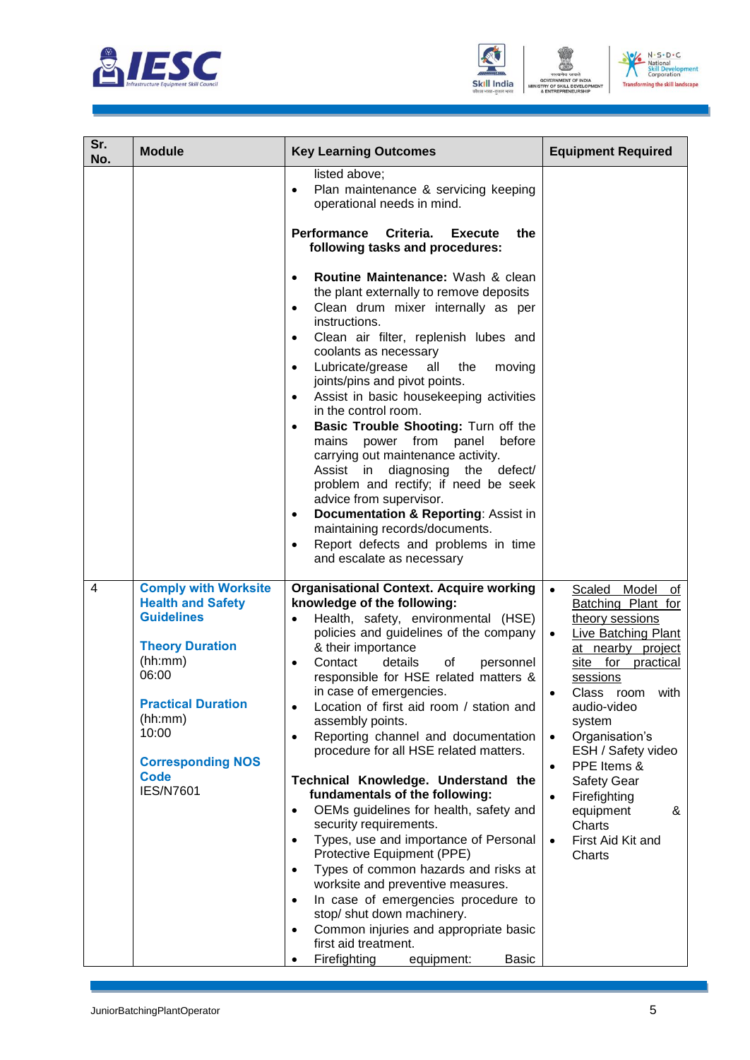| Sr. No. | Module | Key Learning Outcomes | Equipment Required |
|---|---|---|---|
| | | listed above;<br>• Plan maintenance & servicing keeping operational needs in mind.<br><br>**Performance Criteria. Execute the following tasks and procedures:**<br><br>• **Routine Maintenance:** Wash & clean the plant externally to remove deposits<br>• Clean drum mixer internally as per instructions.<br>• Clean air filter, replenish lubes and coolants as necessary<br>• Lubricate/grease all the moving joints/pins and pivot points.<br>• Assist in basic housekeeping activities in the control room.<br>• **Basic Trouble Shooting:** Turn off the mains power from panel before carrying out maintenance activity. Assist in diagnosing the defect/ problem and rectify; if need be seek advice from supervisor.<br>• **Documentation & Reporting**: Assist in maintaining records/documents.<br>• Report defects and problems in time and escalate as necessary | |
| 4 | **Comply with Worksite Health and Safety Guidelines**<br><br>**Theory Duration** (hh:mm)<br>06:00<br><br>**Practical Duration** (hh:mm)<br>10:00<br><br>**Corresponding NOS Code**<br>IES/N7601 | **Organisational Context. Acquire working knowledge of the following:**<br>• Health, safety, environmental (HSE) policies and guidelines of the company & their importance<br>• Contact details of personnel responsible for HSE related matters & in case of emergencies.<br>• Location of first aid room / station and assembly points.<br>• Reporting channel and documentation procedure for all HSE related matters.<br><br>**Technical Knowledge. Understand the fundamentals of the following:**<br>• OEMs guidelines for health, safety and security requirements.<br>• Types, use and importance of Personal Protective Equipment (PPE)<br>• Types of common hazards and risks at worksite and preventive measures.<br>• In case of emergencies procedure to stop/ shut down machinery.<br>• Common injuries and appropriate basic first aid treatment.<br>• Firefighting equipment: Basic | • Scaled Model of Batching Plant for theory sessions<br>• Live Batching Plant at nearby project site for practical sessions<br>• Class room with audio-video system<br>• Organisation's ESH / Safety video<br>• PPE Items & Safety Gear<br>• Firefighting equipment & Charts<br>• First Aid Kit and Charts |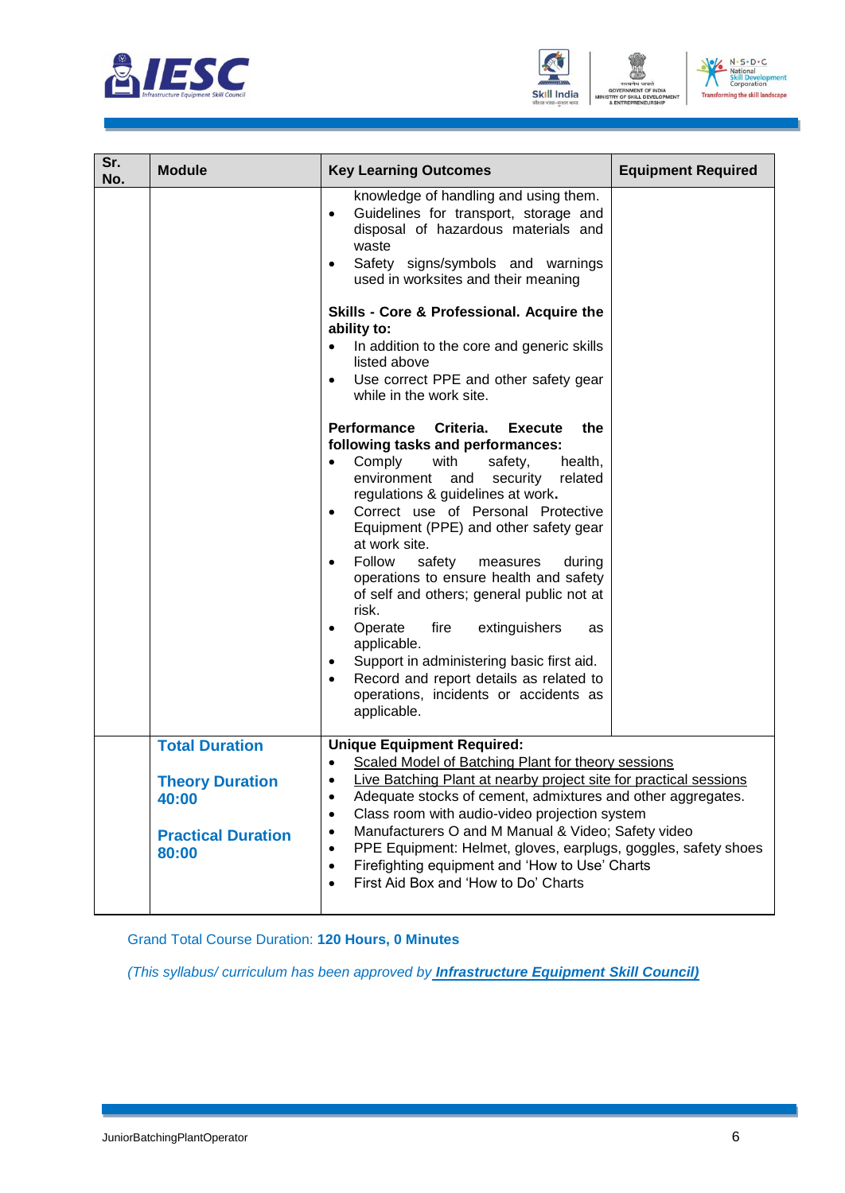| Sr. No. | Module | Key Learning Outcomes | Equipment Required |
|---|---|---|---|
| | | knowledge of handling and using them.<br>• Guidelines for transport, storage and disposal of hazardous materials and waste<br>• Safety signs/symbols and warnings used in worksites and their meaning<br><br>**Skills - Core & Professional. Acquire the ability to:**<br>• In addition to the core and generic skills listed above<br>• Use correct PPE and other safety gear while in the work site.<br><br>**Performance Criteria. Execute the following tasks and performances:**<br>• Comply with safety, health, environment and security related regulations & guidelines at work**.**<br>• Correct use of Personal Protective Equipment (PPE) and other safety gear at work site.<br>• Follow safety measures during operations to ensure health and safety of self and others; general public not at risk.<br>• Operate fire extinguishers as applicable.<br>• Support in administering basic first aid.<br>• Record and report details as related to operations, incidents or accidents as applicable. | |
| | **Total Duration**<br><br>**Theory Duration 40:00**<br><br>**Practical Duration 80:00** | **Unique Equipment Required:**<br>• Scaled Model of Batching Plant for theory sessions<br>• Live Batching Plant at nearby project site for practical sessions<br>• Adequate stocks of cement, admixtures and other aggregates.<br>• Class room with audio-video projection system<br>• Manufacturers O and M Manual & Video; Safety video<br>• PPE Equipment: Helmet, gloves, earplugs, goggles, safety shoes<br>• Firefighting equipment and 'How to Use' Charts<br>• First Aid Box and 'How to Do' Charts | |

Grand Total Course Duration: **120 Hours, 0 Minutes**

*(This syllabus/ curriculum has been approved by **Infrastructure Equipment Skill Council)***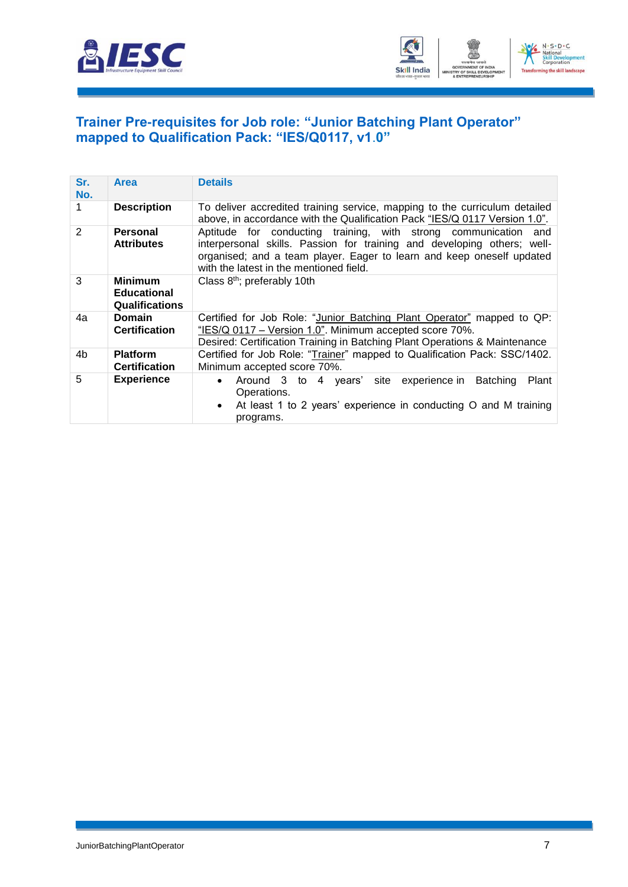## Trainer Pre-requisites for Job role: "Junior Batching Plant Operator" mapped to Qualification Pack: "IES/Q0117, v1.0"

| Sr. No. | Area | Details |
|---|---|---|
| 1 | **Description** | To deliver accredited training service, mapping to the curriculum detailed above, in accordance with the Qualification Pack "IES/Q 0117 Version 1.0". |
| 2 | **Personal Attributes** | Aptitude for conducting training, with strong communication and interpersonal skills. Passion for training and developing others; well-organised; and a team player. Eager to learn and keep oneself updated with the latest in the mentioned field. |
| 3 | **Minimum Educational Qualifications** | Class 8th; preferably 10th |
| 4a | **Domain Certification** | Certified for Job Role: "Junior Batching Plant Operator" mapped to QP: "IES/Q 0117 – Version 1.0". Minimum accepted score 70%. Desired: Certification Training in Batching Plant Operations & Maintenance |
| 4b | **Platform Certification** | Certified for Job Role: "Trainer" mapped to Qualification Pack: SSC/1402. Minimum accepted score 70%. |
| 5 | **Experience** | • Around 3 to 4 years' site experience in Batching Plant Operations.<br>• At least 1 to 2 years' experience in conducting O and M training programs. |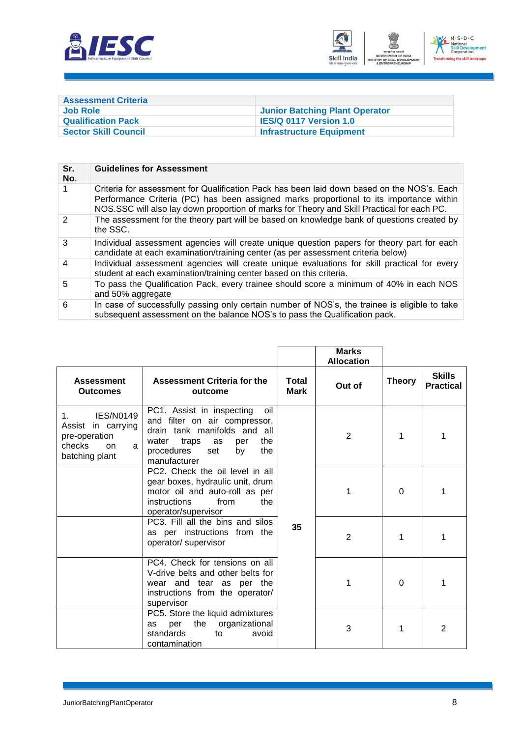| Assessment Criteria | |
|---|---|
| Job Role | Junior Batching Plant Operator |
| Qualification Pack | IES/Q 0117 Version 1.0 |
| Sector Skill Council | Infrastructure Equipment |

| Sr. No. | Guidelines for Assessment |
|---|---|
| 1 | Criteria for assessment for Qualification Pack has been laid down based on the NOS's. Each Performance Criteria (PC) has been assigned marks proportional to its importance within NOS.SSC will also lay down proportion of marks for Theory and Skill Practical for each PC. |
| 2 | The assessment for the theory part will be based on knowledge bank of questions created by the SSC. |
| 3 | Individual assessment agencies will create unique question papers for theory part for each candidate at each examination/training center (as per assessment criteria below) |
| 4 | Individual assessment agencies will create unique evaluations for skill practical for every student at each examination/training center based on this criteria. |
| 5 | To pass the Qualification Pack, every trainee should score a minimum of 40% in each NOS and 50% aggregate |
| 6 | In case of successfully passing only certain number of NOS's, the trainee is eligible to take subsequent assessment on the balance NOS's to pass the Qualification pack. |

| | | | Marks Allocation | | |
|---|---|---|---|---|---|
| **Assessment Outcomes** | **Assessment Criteria for the outcome** | **Total Mark** | **Out of** | **Theory** | **Skills Practical** |
| 1. IES/N0149 Assist in carrying pre-operation checks on a batching plant | PC1. Assist in inspecting oil and filter on air compressor, drain tank manifolds and all water traps as per the procedures set by the manufacturer | 35 | 2 | 1 | 1 |
| | PC2. Check the oil level in all gear boxes, hydraulic unit, drum motor oil and auto-roll as per instructions from the operator/supervisor | | 1 | 0 | 1 |
| | PC3. Fill all the bins and silos as per instructions from the operator/ supervisor | | 2 | 1 | 1 |
| | PC4. Check for tensions on all V-drive belts and other belts for wear and tear as per the instructions from the operator/ supervisor | | 1 | 0 | 1 |
| | PC5. Store the liquid admixtures as per the organizational standards to avoid contamination | | 3 | 1 | 2 |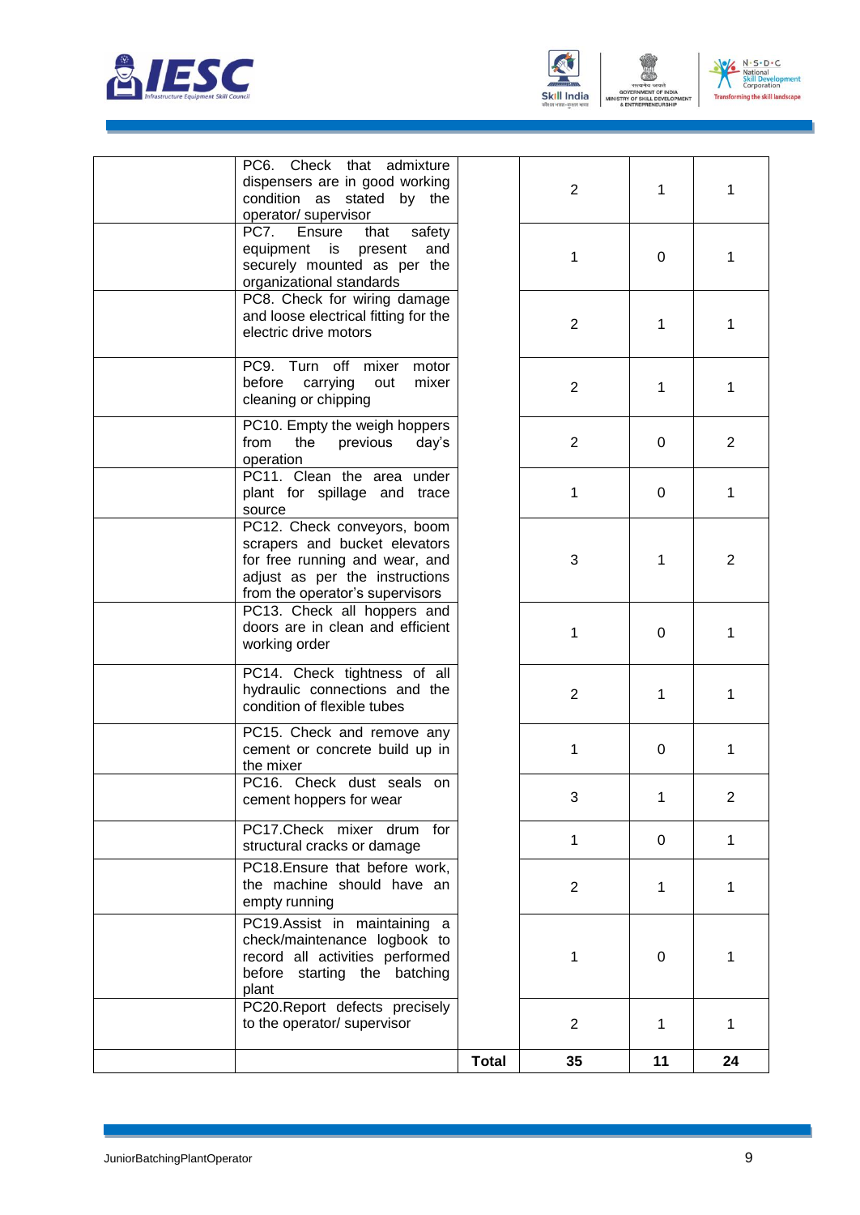| | | | | | |
|---|---|---|---|---|---|
| | PC6. Check that admixture dispensers are in good working condition as stated by the operator/ supervisor | | 2 | 1 | 1 |
| | PC7. Ensure that safety equipment is present and securely mounted as per the organizational standards | | 1 | 0 | 1 |
| | PC8. Check for wiring damage and loose electrical fitting for the electric drive motors | | 2 | 1 | 1 |
| | PC9. Turn off mixer motor before carrying out mixer cleaning or chipping | | 2 | 1 | 1 |
| | PC10. Empty the weigh hoppers from the previous day's operation | | 2 | 0 | 2 |
| | PC11. Clean the area under plant for spillage and trace source | | 1 | 0 | 1 |
| | PC12. Check conveyors, boom scrapers and bucket elevators for free running and wear, and adjust as per the instructions from the operator's supervisors | | 3 | 1 | 2 |
| | PC13. Check all hoppers and doors are in clean and efficient working order | | 1 | 0 | 1 |
| | PC14. Check tightness of all hydraulic connections and the condition of flexible tubes | | 2 | 1 | 1 |
| | PC15. Check and remove any cement or concrete build up in the mixer | | 1 | 0 | 1 |
| | PC16. Check dust seals on cement hoppers for wear | | 3 | 1 | 2 |
| | PC17.Check mixer drum for structural cracks or damage | | 1 | 0 | 1 |
| | PC18.Ensure that before work, the machine should have an empty running | | 2 | 1 | 1 |
| | PC19.Assist in maintaining a check/maintenance logbook to record all activities performed before starting the batching plant | | 1 | 0 | 1 |
| | PC20.Report defects precisely to the operator/ supervisor | | 2 | 1 | 1 |
| | | **Total** | **35** | **11** | **24** |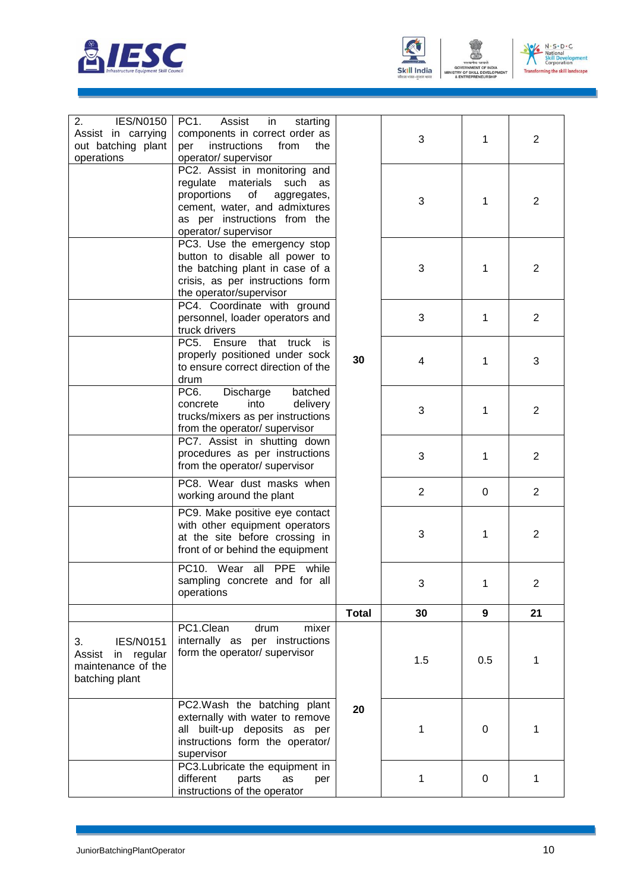| | | | | | |
|---|---|---|---|---|---|
| 2. IES/N0150 Assist in carrying out batching plant operations | PC1. Assist in starting components in correct order as per instructions from the operator/ supervisor | 30 | 3 | 1 | 2 |
| | PC2. Assist in monitoring and regulate materials such as proportions of aggregates, cement, water, and admixtures as per instructions from the operator/ supervisor | | 3 | 1 | 2 |
| | PC3. Use the emergency stop button to disable all power to the batching plant in case of a crisis, as per instructions form the operator/supervisor | | 3 | 1 | 2 |
| | PC4. Coordinate with ground personnel, loader operators and truck drivers | | 3 | 1 | 2 |
| | PC5. Ensure that truck is properly positioned under sock to ensure correct direction of the drum | | 4 | 1 | 3 |
| | PC6. Discharge batched concrete into delivery trucks/mixers as per instructions from the operator/ supervisor | | 3 | 1 | 2 |
| | PC7. Assist in shutting down procedures as per instructions from the operator/ supervisor | | 3 | 1 | 2 |
| | PC8. Wear dust masks when working around the plant | | 2 | 0 | 2 |
| | PC9. Make positive eye contact with other equipment operators at the site before crossing in front of or behind the equipment | | 3 | 1 | 2 |
| | PC10. Wear all PPE while sampling concrete and for all operations | | 3 | 1 | 2 |
| | | **Total** | **30** | **9** | **21** |
| 3. IES/N0151 Assist in regular maintenance of the batching plant | PC1.Clean drum mixer internally as per instructions form the operator/ supervisor | 20 | 1.5 | 0.5 | 1 |
| | PC2.Wash the batching plant externally with water to remove all built-up deposits as per instructions form the operator/ supervisor | | 1 | 0 | 1 |
| | PC3.Lubricate the equipment in different parts as per instructions of the operator | | 1 | 0 | 1 |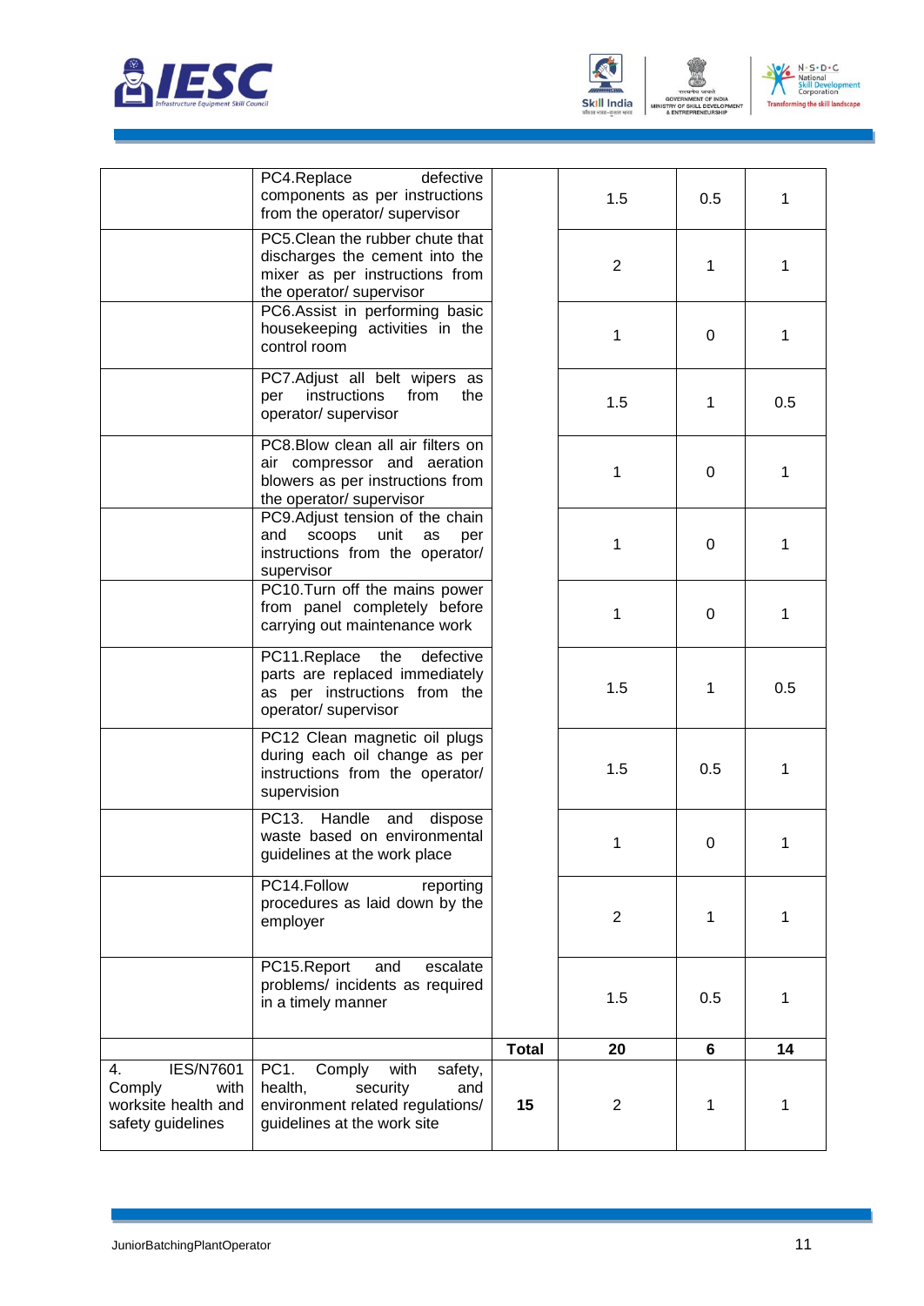| | | | | | |
|---|---|---|---|---|---|
| | PC4.Replace defective components as per instructions from the operator/ supervisor | | 1.5 | 0.5 | 1 |
| | PC5.Clean the rubber chute that discharges the cement into the mixer as per instructions from the operator/ supervisor | | 2 | 1 | 1 |
| | PC6.Assist in performing basic housekeeping activities in the control room | | 1 | 0 | 1 |
| | PC7.Adjust all belt wipers as per instructions from the operator/ supervisor | | 1.5 | 1 | 0.5 |
| | PC8.Blow clean all air filters on air compressor and aeration blowers as per instructions from the operator/ supervisor | | 1 | 0 | 1 |
| | PC9.Adjust tension of the chain and scoops unit as per instructions from the operator/ supervisor | | 1 | 0 | 1 |
| | PC10.Turn off the mains power from panel completely before carrying out maintenance work | | 1 | 0 | 1 |
| | PC11.Replace the defective parts are replaced immediately as per instructions from the operator/ supervisor | | 1.5 | 1 | 0.5 |
| | PC12 Clean magnetic oil plugs during each oil change as per instructions from the operator/ supervision | | 1.5 | 0.5 | 1 |
| | PC13. Handle and dispose waste based on environmental guidelines at the work place | | 1 | 0 | 1 |
| | PC14.Follow reporting procedures as laid down by the employer | | 2 | 1 | 1 |
| | PC15.Report and escalate problems/ incidents as required in a timely manner | | 1.5 | 0.5 | 1 |
| | | **Total** | **20** | **6** | **14** |
| 4. IES/N7601 Comply with worksite health and safety guidelines | PC1. Comply with safety, health, security and environment related regulations/ guidelines at the work site | **15** | 2 | 1 | 1 |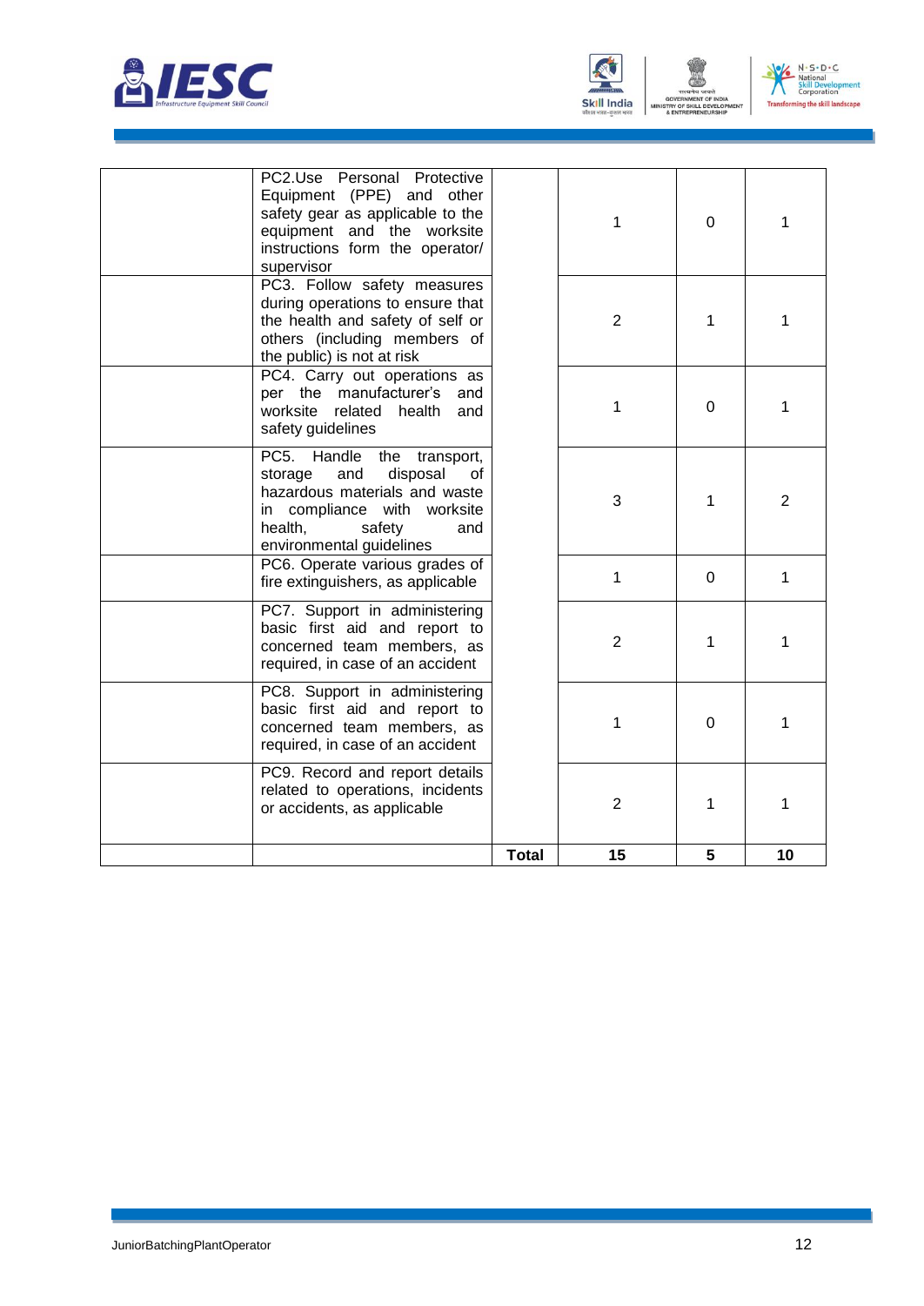| | | | | | |
|---|---|---|---|---|---|
| | PC2.Use Personal Protective Equipment (PPE) and other safety gear as applicable to the equipment and the worksite instructions form the operator/ supervisor | | 1 | 0 | 1 |
| | PC3. Follow safety measures during operations to ensure that the health and safety of self or others (including members of the public) is not at risk | | 2 | 1 | 1 |
| | PC4. Carry out operations as per the manufacturer's and worksite related health and safety guidelines | | 1 | 0 | 1 |
| | PC5. Handle the transport, storage and disposal of hazardous materials and waste in compliance with worksite health, safety and environmental guidelines | | 3 | 1 | 2 |
| | PC6. Operate various grades of fire extinguishers, as applicable | | 1 | 0 | 1 |
| | PC7. Support in administering basic first aid and report to concerned team members, as required, in case of an accident | | 2 | 1 | 1 |
| | PC8. Support in administering basic first aid and report to concerned team members, as required, in case of an accident | | 1 | 0 | 1 |
| | PC9. Record and report details related to operations, incidents or accidents, as applicable | | 2 | 1 | 1 |
| | | **Total** | **15** | **5** | **10** |